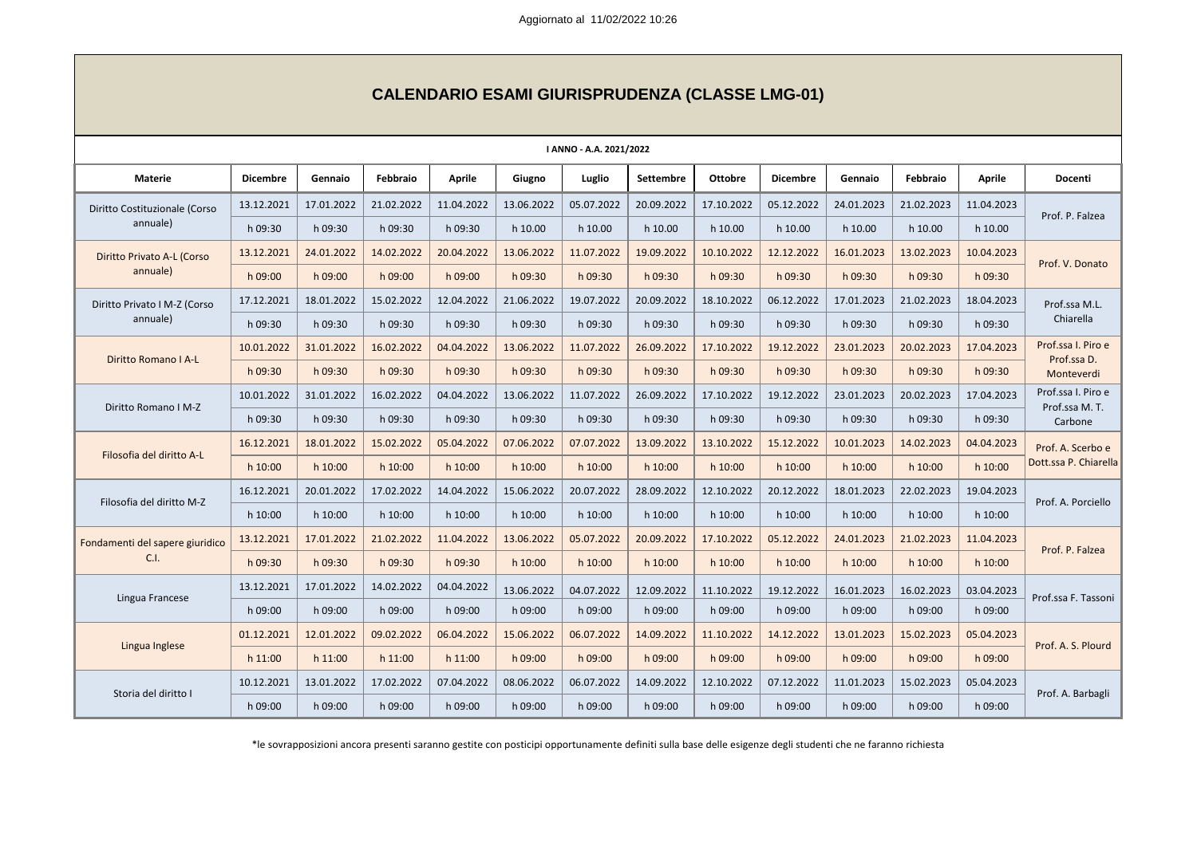Aggiornato al 11/02/2022 10:26

# CALENDARIO ESAMI GIURISPRUDENZA (CLASSE LMG-01)

**I ANNO - A.A. 2021/2022**

| Materie | Dicembre | Gennaio | Febbraio | Aprile | Giugno | Luglio | Settembre | Ottobre | Dicembre | Gennaio | Febbraio | Aprile | Docenti |
|---|---|---|---|---|---|---|---|---|---|---|---|---|---|
| Diritto Costituzionale (Corso annuale) | 13.12.2021 | 17.01.2022 | 21.02.2022 | 11.04.2022 | 13.06.2022 | 05.07.2022 | 20.09.2022 | 17.10.2022 | 05.12.2022 | 24.01.2023 | 21.02.2023 | 11.04.2023 | Prof. P. Falzea |
| | h 09:30 | h 09:30 | h 09:30 | h 09:30 | h 10.00 | h 10.00 | h 10.00 | h 10.00 | h 10.00 | h 10.00 | h 10.00 | h 10.00 | |
| Diritto Privato A-L (Corso annuale) | 13.12.2021 | 24.01.2022 | 14.02.2022 | 20.04.2022 | 13.06.2022 | 11.07.2022 | 19.09.2022 | 10.10.2022 | 12.12.2022 | 16.01.2023 | 13.02.2023 | 10.04.2023 | Prof. V. Donato |
| | h 09:00 | h 09:00 | h 09:00 | h 09:00 | h 09:30 | h 09:30 | h 09:30 | h 09:30 | h 09:30 | h 09:30 | h 09:30 | h 09:30 | |
| Diritto Privato I M-Z (Corso annuale) | 17.12.2021 | 18.01.2022 | 15.02.2022 | 12.04.2022 | 21.06.2022 | 19.07.2022 | 20.09.2022 | 18.10.2022 | 06.12.2022 | 17.01.2023 | 21.02.2023 | 18.04.2023 | Prof.ssa M.L. Chiarella |
| | h 09:30 | h 09:30 | h 09:30 | h 09:30 | h 09:30 | h 09:30 | h 09:30 | h 09:30 | h 09:30 | h 09:30 | h 09:30 | h 09:30 | |
| Diritto Romano I A-L | 10.01.2022 | 31.01.2022 | 16.02.2022 | 04.04.2022 | 13.06.2022 | 11.07.2022 | 26.09.2022 | 17.10.2022 | 19.12.2022 | 23.01.2023 | 20.02.2023 | 17.04.2023 | Prof.ssa I. Piro e Prof.ssa D. Monteverdi |
| | h 09:30 | h 09:30 | h 09:30 | h 09:30 | h 09:30 | h 09:30 | h 09:30 | h 09:30 | h 09:30 | h 09:30 | h 09:30 | h 09:30 | |
| Diritto Romano I M-Z | 10.01.2022 | 31.01.2022 | 16.02.2022 | 04.04.2022 | 13.06.2022 | 11.07.2022 | 26.09.2022 | 17.10.2022 | 19.12.2022 | 23.01.2023 | 20.02.2023 | 17.04.2023 | Prof.ssa I. Piro e Prof.ssa M. T. Carbone |
| | h 09:30 | h 09:30 | h 09:30 | h 09:30 | h 09:30 | h 09:30 | h 09:30 | h 09:30 | h 09:30 | h 09:30 | h 09:30 | h 09:30 | |
| Filosofia del diritto A-L | 16.12.2021 | 18.01.2022 | 15.02.2022 | 05.04.2022 | 07.06.2022 | 07.07.2022 | 13.09.2022 | 13.10.2022 | 15.12.2022 | 10.01.2023 | 14.02.2023 | 04.04.2023 | Prof. A. Scerbo e Dott.ssa P. Chiarella |
| | h 10:00 | h 10:00 | h 10:00 | h 10:00 | h 10:00 | h 10:00 | h 10:00 | h 10:00 | h 10:00 | h 10:00 | h 10:00 | h 10:00 | |
| Filosofia del diritto M-Z | 16.12.2021 | 20.01.2022 | 17.02.2022 | 14.04.2022 | 15.06.2022 | 20.07.2022 | 28.09.2022 | 12.10.2022 | 20.12.2022 | 18.01.2023 | 22.02.2023 | 19.04.2023 | Prof. A. Porciello |
| | h 10:00 | h 10:00 | h 10:00 | h 10:00 | h 10:00 | h 10:00 | h 10:00 | h 10:00 | h 10:00 | h 10:00 | h 10:00 | h 10:00 | |
| Fondamenti del sapere giuridico C.I. | 13.12.2021 | 17.01.2022 | 21.02.2022 | 11.04.2022 | 13.06.2022 | 05.07.2022 | 20.09.2022 | 17.10.2022 | 05.12.2022 | 24.01.2023 | 21.02.2023 | 11.04.2023 | Prof. P. Falzea |
| | h 09:30 | h 09:30 | h 09:30 | h 09:30 | h 10:00 | h 10:00 | h 10:00 | h 10:00 | h 10:00 | h 10:00 | h 10:00 | h 10:00 | |
| Lingua Francese | 13.12.2021 | 17.01.2022 | 14.02.2022 | 04.04.2022 | 13.06.2022 | 04.07.2022 | 12.09.2022 | 11.10.2022 | 19.12.2022 | 16.01.2023 | 16.02.2023 | 03.04.2023 | Prof.ssa F. Tassoni |
| | h 09:00 | h 09:00 | h 09:00 | h 09:00 | h 09:00 | h 09:00 | h 09:00 | h 09:00 | h 09:00 | h 09:00 | h 09:00 | h 09:00 | |
| Lingua Inglese | 01.12.2021 | 12.01.2022 | 09.02.2022 | 06.04.2022 | 15.06.2022 | 06.07.2022 | 14.09.2022 | 11.10.2022 | 14.12.2022 | 13.01.2023 | 15.02.2023 | 05.04.2023 | Prof. A. S. Plourd |
| | h 11:00 | h 11:00 | h 11:00 | h 11:00 | h 09:00 | h 09:00 | h 09:00 | h 09:00 | h 09:00 | h 09:00 | h 09:00 | h 09:00 | |
| Storia del diritto I | 10.12.2021 | 13.01.2022 | 17.02.2022 | 07.04.2022 | 08.06.2022 | 06.07.2022 | 14.09.2022 | 12.10.2022 | 07.12.2022 | 11.01.2023 | 15.02.2023 | 05.04.2023 | Prof. A. Barbagli |
| | h 09:00 | h 09:00 | h 09:00 | h 09:00 | h 09:00 | h 09:00 | h 09:00 | h 09:00 | h 09:00 | h 09:00 | h 09:00 | h 09:00 | |

*le sovrapposizioni ancora presenti saranno gestite con posticipi opportunamente definiti sulla base delle esigenze degli studenti che ne faranno richiesta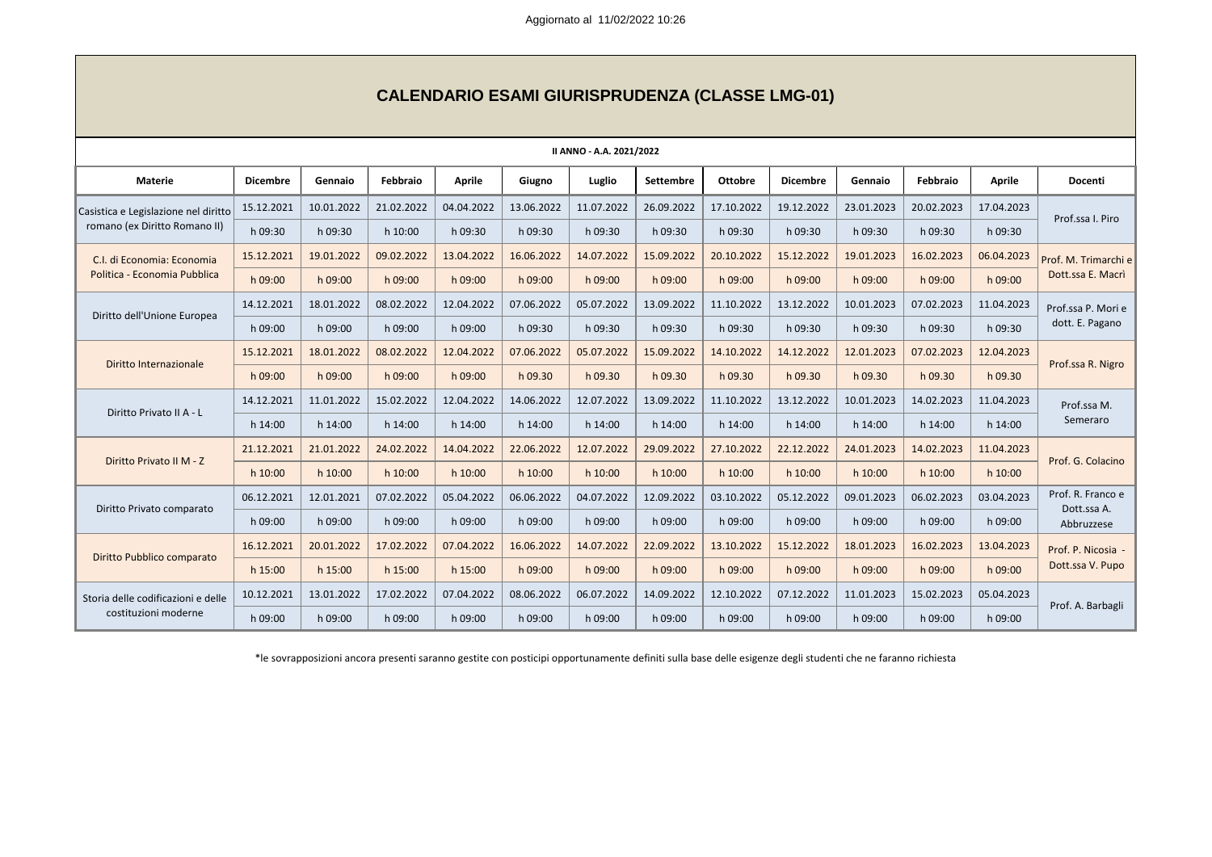Aggiornato al 11/02/2022 10:26

# CALENDARIO ESAMI GIURISPRUDENZA (CLASSE LMG-01)

**II ANNO - A.A. 2021/2022**

| Materie | Dicembre | Gennaio | Febbraio | Aprile | Giugno | Luglio | Settembre | Ottobre | Dicembre | Gennaio | Febbraio | Aprile | Docenti |
|---|---|---|---|---|---|---|---|---|---|---|---|---|---|
| Casistica e Legislazione nel diritto romano (ex Diritto Romano II) | 15.12.2021 | 10.01.2022 | 21.02.2022 | 04.04.2022 | 13.06.2022 | 11.07.2022 | 26.09.2022 | 17.10.2022 | 19.12.2022 | 23.01.2023 | 20.02.2023 | 17.04.2023 | Prof.ssa I. Piro |
| | h 09:30 | h 09:30 | h 10:00 | h 09:30 | h 09:30 | h 09:30 | h 09:30 | h 09:30 | h 09:30 | h 09:30 | h 09:30 | h 09:30 | |
| C.I. di Economia: Economia Politica - Economia Pubblica | 15.12.2021 | 19.01.2022 | 09.02.2022 | 13.04.2022 | 16.06.2022 | 14.07.2022 | 15.09.2022 | 20.10.2022 | 15.12.2022 | 19.01.2023 | 16.02.2023 | 06.04.2023 | Prof. M. Trimarchi e Dott.ssa E. Macrì |
| | h 09:00 | h 09:00 | h 09:00 | h 09:00 | h 09:00 | h 09:00 | h 09:00 | h 09:00 | h 09:00 | h 09:00 | h 09:00 | h 09:00 | |
| Diritto dell'Unione Europea | 14.12.2021 | 18.01.2022 | 08.02.2022 | 12.04.2022 | 07.06.2022 | 05.07.2022 | 13.09.2022 | 11.10.2022 | 13.12.2022 | 10.01.2023 | 07.02.2023 | 11.04.2023 | Prof.ssa P. Mori e dott. E. Pagano |
| | h 09:00 | h 09:00 | h 09:00 | h 09:00 | h 09:30 | h 09:30 | h 09:30 | h 09:30 | h 09:30 | h 09:30 | h 09:30 | h 09:30 | |
| Diritto Internazionale | 15.12.2021 | 18.01.2022 | 08.02.2022 | 12.04.2022 | 07.06.2022 | 05.07.2022 | 15.09.2022 | 14.10.2022 | 14.12.2022 | 12.01.2023 | 07.02.2023 | 12.04.2023 | Prof.ssa R. Nigro |
| | h 09:00 | h 09:00 | h 09:00 | h 09:00 | h 09.30 | h 09.30 | h 09.30 | h 09.30 | h 09.30 | h 09.30 | h 09.30 | h 09.30 | |
| Diritto Privato II A - L | 14.12.2021 | 11.01.2022 | 15.02.2022 | 12.04.2022 | 14.06.2022 | 12.07.2022 | 13.09.2022 | 11.10.2022 | 13.12.2022 | 10.01.2023 | 14.02.2023 | 11.04.2023 | Prof.ssa M. Semeraro |
| | h 14:00 | h 14:00 | h 14:00 | h 14:00 | h 14:00 | h 14:00 | h 14:00 | h 14:00 | h 14:00 | h 14:00 | h 14:00 | h 14:00 | |
| Diritto Privato II M - Z | 21.12.2021 | 21.01.2022 | 24.02.2022 | 14.04.2022 | 22.06.2022 | 12.07.2022 | 29.09.2022 | 27.10.2022 | 22.12.2022 | 24.01.2023 | 14.02.2023 | 11.04.2023 | Prof. G. Colacino |
| | h 10:00 | h 10:00 | h 10:00 | h 10:00 | h 10:00 | h 10:00 | h 10:00 | h 10:00 | h 10:00 | h 10:00 | h 10:00 | h 10:00 | |
| Diritto Privato comparato | 06.12.2021 | 12.01.2021 | 07.02.2022 | 05.04.2022 | 06.06.2022 | 04.07.2022 | 12.09.2022 | 03.10.2022 | 05.12.2022 | 09.01.2023 | 06.02.2023 | 03.04.2023 | Prof. R. Franco e Dott.ssa A. Abbruzzese |
| | h 09:00 | h 09:00 | h 09:00 | h 09:00 | h 09:00 | h 09:00 | h 09:00 | h 09:00 | h 09:00 | h 09:00 | h 09:00 | h 09:00 | |
| Diritto Pubblico comparato | 16.12.2021 | 20.01.2022 | 17.02.2022 | 07.04.2022 | 16.06.2022 | 14.07.2022 | 22.09.2022 | 13.10.2022 | 15.12.2022 | 18.01.2023 | 16.02.2023 | 13.04.2023 | Prof. P. Nicosia - Dott.ssa V. Pupo |
| | h 15:00 | h 15:00 | h 15:00 | h 15:00 | h 09:00 | h 09:00 | h 09:00 | h 09:00 | h 09:00 | h 09:00 | h 09:00 | h 09:00 | |
| Storia delle codificazioni e delle costituzioni moderne | 10.12.2021 | 13.01.2022 | 17.02.2022 | 07.04.2022 | 08.06.2022 | 06.07.2022 | 14.09.2022 | 12.10.2022 | 07.12.2022 | 11.01.2023 | 15.02.2023 | 05.04.2023 | Prof. A. Barbagli |
| | h 09:00 | h 09:00 | h 09:00 | h 09:00 | h 09:00 | h 09:00 | h 09:00 | h 09:00 | h 09:00 | h 09:00 | h 09:00 | h 09:00 | |

*le sovrapposizioni ancora presenti saranno gestite con posticipi opportunamente definiti sulla base delle esigenze degli studenti che ne faranno richiesta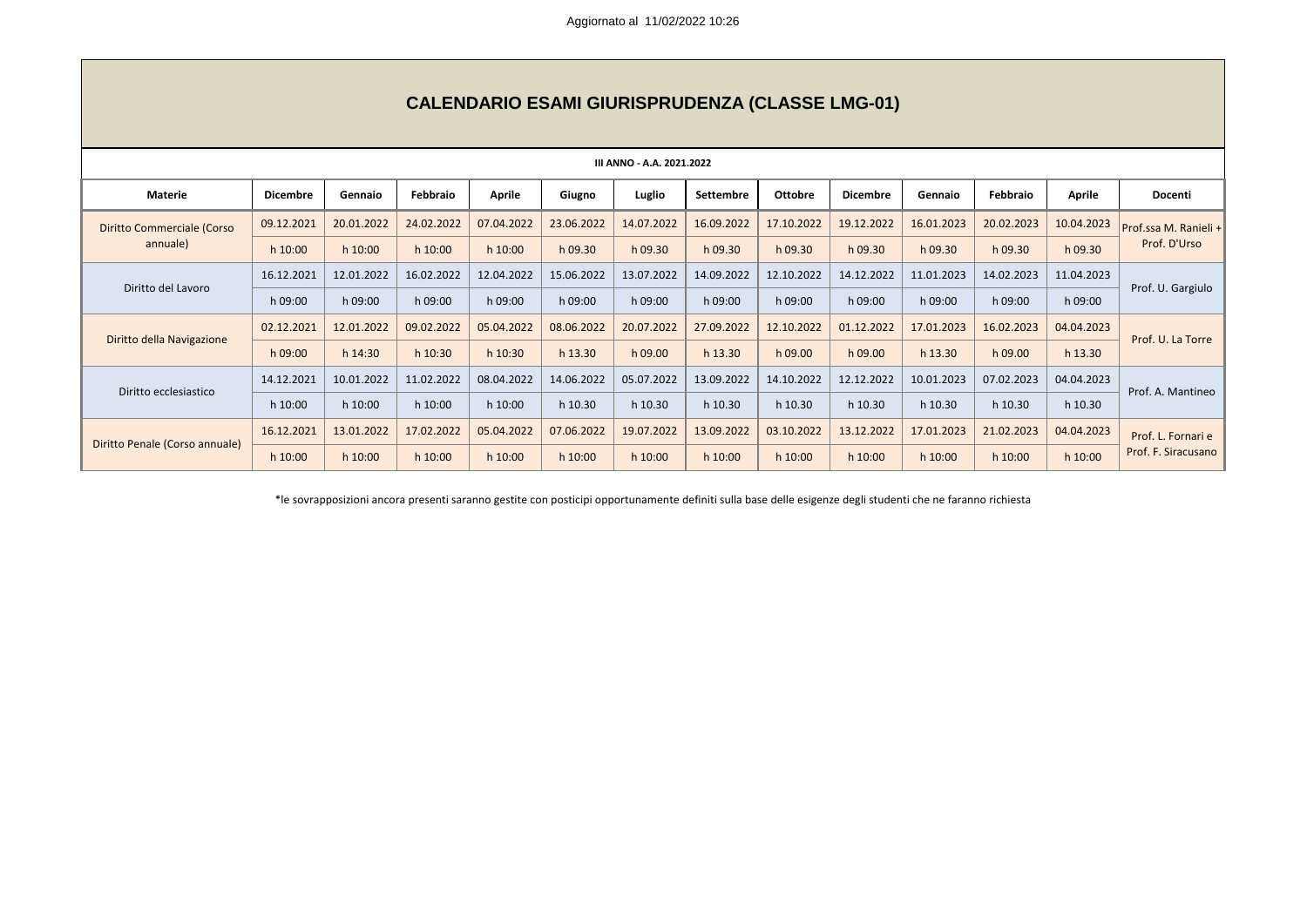Aggiornato al 11/02/2022 10:26

# CALENDARIO ESAMI GIURISPRUDENZA (CLASSE LMG-01)

**III ANNO - A.A. 2021.2022**

| Materie | Dicembre | Gennaio | Febbraio | Aprile | Giugno | Luglio | Settembre | Ottobre | Dicembre | Gennaio | Febbraio | Aprile | Docenti |
|---|---|---|---|---|---|---|---|---|---|---|---|---|---|
| Diritto Commerciale (Corso annuale) | 09.12.2021 | 20.01.2022 | 24.02.2022 | 07.04.2022 | 23.06.2022 | 14.07.2022 | 16.09.2022 | 17.10.2022 | 19.12.2022 | 16.01.2023 | 20.02.2023 | 10.04.2023 | Prof.ssa M. Ranieli + Prof. D'Urso |
| | h 10:00 | h 10:00 | h 10:00 | h 10:00 | h 09.30 | h 09.30 | h 09.30 | h 09.30 | h 09.30 | h 09.30 | h 09.30 | h 09.30 | |
| Diritto del Lavoro | 16.12.2021 | 12.01.2022 | 16.02.2022 | 12.04.2022 | 15.06.2022 | 13.07.2022 | 14.09.2022 | 12.10.2022 | 14.12.2022 | 11.01.2023 | 14.02.2023 | 11.04.2023 | Prof. U. Gargiulo |
| | h 09:00 | h 09:00 | h 09:00 | h 09:00 | h 09:00 | h 09:00 | h 09:00 | h 09:00 | h 09:00 | h 09:00 | h 09:00 | h 09:00 | |
| Diritto della Navigazione | 02.12.2021 | 12.01.2022 | 09.02.2022 | 05.04.2022 | 08.06.2022 | 20.07.2022 | 27.09.2022 | 12.10.2022 | 01.12.2022 | 17.01.2023 | 16.02.2023 | 04.04.2023 | Prof. U. La Torre |
| | h 09:00 | h 14:30 | h 10:30 | h 10:30 | h 13.30 | h 09.00 | h 13.30 | h 09.00 | h 09.00 | h 13.30 | h 09.00 | h 13.30 | |
| Diritto ecclesiastico | 14.12.2021 | 10.01.2022 | 11.02.2022 | 08.04.2022 | 14.06.2022 | 05.07.2022 | 13.09.2022 | 14.10.2022 | 12.12.2022 | 10.01.2023 | 07.02.2023 | 04.04.2023 | Prof. A. Mantineo |
| | h 10:00 | h 10:00 | h 10:00 | h 10:00 | h 10.30 | h 10.30 | h 10.30 | h 10.30 | h 10.30 | h 10.30 | h 10.30 | h 10.30 | |
| Diritto Penale (Corso annuale) | 16.12.2021 | 13.01.2022 | 17.02.2022 | 05.04.2022 | 07.06.2022 | 19.07.2022 | 13.09.2022 | 03.10.2022 | 13.12.2022 | 17.01.2023 | 21.02.2023 | 04.04.2023 | Prof. L. Fornari e Prof. F. Siracusano |
| | h 10:00 | h 10:00 | h 10:00 | h 10:00 | h 10:00 | h 10:00 | h 10:00 | h 10:00 | h 10:00 | h 10:00 | h 10:00 | h 10:00 | |

*le sovrapposizioni ancora presenti saranno gestite con posticipi opportunamente definiti sulla base delle esigenze degli studenti che ne faranno richiesta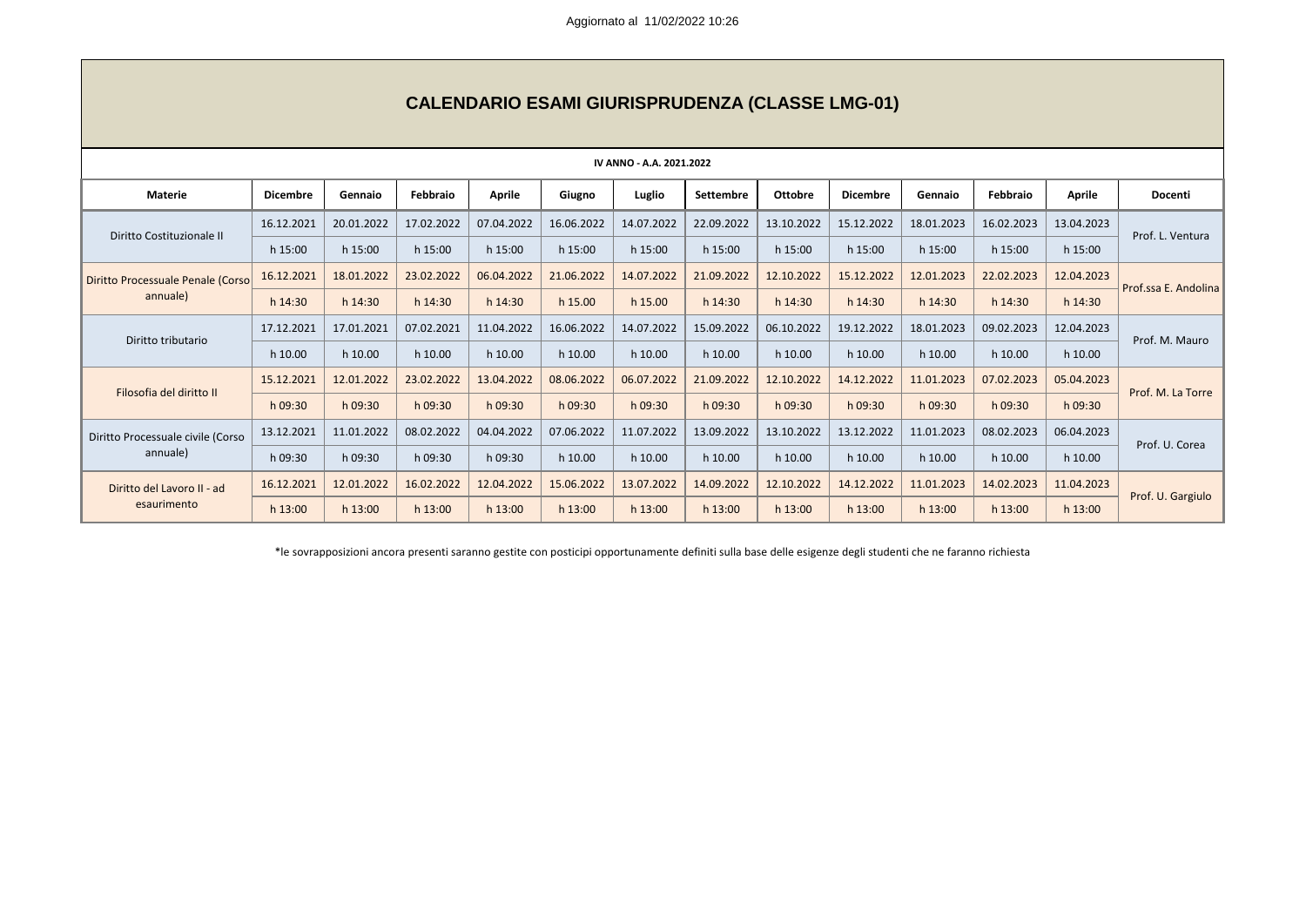Aggiornato al 11/02/2022 10:26

# CALENDARIO ESAMI GIURISPRUDENZA (CLASSE LMG-01)

## IV ANNO - A.A. 2021.2022

| Materie | Dicembre | Gennaio | Febbraio | Aprile | Giugno | Luglio | Settembre | Ottobre | Dicembre | Gennaio | Febbraio | Aprile | Docenti |
|---|---|---|---|---|---|---|---|---|---|---|---|---|---|
| Diritto Costituzionale II | 16.12.2021 | 20.01.2022 | 17.02.2022 | 07.04.2022 | 16.06.2022 | 14.07.2022 | 22.09.2022 | 13.10.2022 | 15.12.2022 | 18.01.2023 | 16.02.2023 | 13.04.2023 | Prof. L. Ventura |
| | h 15:00 | h 15:00 | h 15:00 | h 15:00 | h 15:00 | h 15:00 | h 15:00 | h 15:00 | h 15:00 | h 15:00 | h 15:00 | h 15:00 | |
| Diritto Processuale Penale (Corso annuale) | 16.12.2021 | 18.01.2022 | 23.02.2022 | 06.04.2022 | 21.06.2022 | 14.07.2022 | 21.09.2022 | 12.10.2022 | 15.12.2022 | 12.01.2023 | 22.02.2023 | 12.04.2023 | Prof.ssa E. Andolina |
| | h 14:30 | h 14:30 | h 14:30 | h 14:30 | h 15.00 | h 15.00 | h 14:30 | h 14:30 | h 14:30 | h 14:30 | h 14:30 | h 14:30 | |
| Diritto tributario | 17.12.2021 | 17.01.2021 | 07.02.2021 | 11.04.2022 | 16.06.2022 | 14.07.2022 | 15.09.2022 | 06.10.2022 | 19.12.2022 | 18.01.2023 | 09.02.2023 | 12.04.2023 | Prof. M. Mauro |
| | h 10.00 | h 10.00 | h 10.00 | h 10.00 | h 10.00 | h 10.00 | h 10.00 | h 10.00 | h 10.00 | h 10.00 | h 10.00 | h 10.00 | |
| Filosofia del diritto II | 15.12.2021 | 12.01.2022 | 23.02.2022 | 13.04.2022 | 08.06.2022 | 06.07.2022 | 21.09.2022 | 12.10.2022 | 14.12.2022 | 11.01.2023 | 07.02.2023 | 05.04.2023 | Prof. M. La Torre |
| | h 09:30 | h 09:30 | h 09:30 | h 09:30 | h 09:30 | h 09:30 | h 09:30 | h 09:30 | h 09:30 | h 09:30 | h 09:30 | h 09:30 | |
| Diritto Processuale civile (Corso annuale) | 13.12.2021 | 11.01.2022 | 08.02.2022 | 04.04.2022 | 07.06.2022 | 11.07.2022 | 13.09.2022 | 13.10.2022 | 13.12.2022 | 11.01.2023 | 08.02.2023 | 06.04.2023 | Prof. U. Corea |
| | h 09:30 | h 09:30 | h 09:30 | h 09:30 | h 10.00 | h 10.00 | h 10.00 | h 10.00 | h 10.00 | h 10.00 | h 10.00 | h 10.00 | |
| Diritto del Lavoro II - ad esaurimento | 16.12.2021 | 12.01.2022 | 16.02.2022 | 12.04.2022 | 15.06.2022 | 13.07.2022 | 14.09.2022 | 12.10.2022 | 14.12.2022 | 11.01.2023 | 14.02.2023 | 11.04.2023 | Prof. U. Gargiulo |
| | h 13:00 | h 13:00 | h 13:00 | h 13:00 | h 13:00 | h 13:00 | h 13:00 | h 13:00 | h 13:00 | h 13:00 | h 13:00 | h 13:00 | |

*le sovrapposizioni ancora presenti saranno gestite con posticipi opportunamente definiti sulla base delle esigenze degli studenti che ne faranno richiesta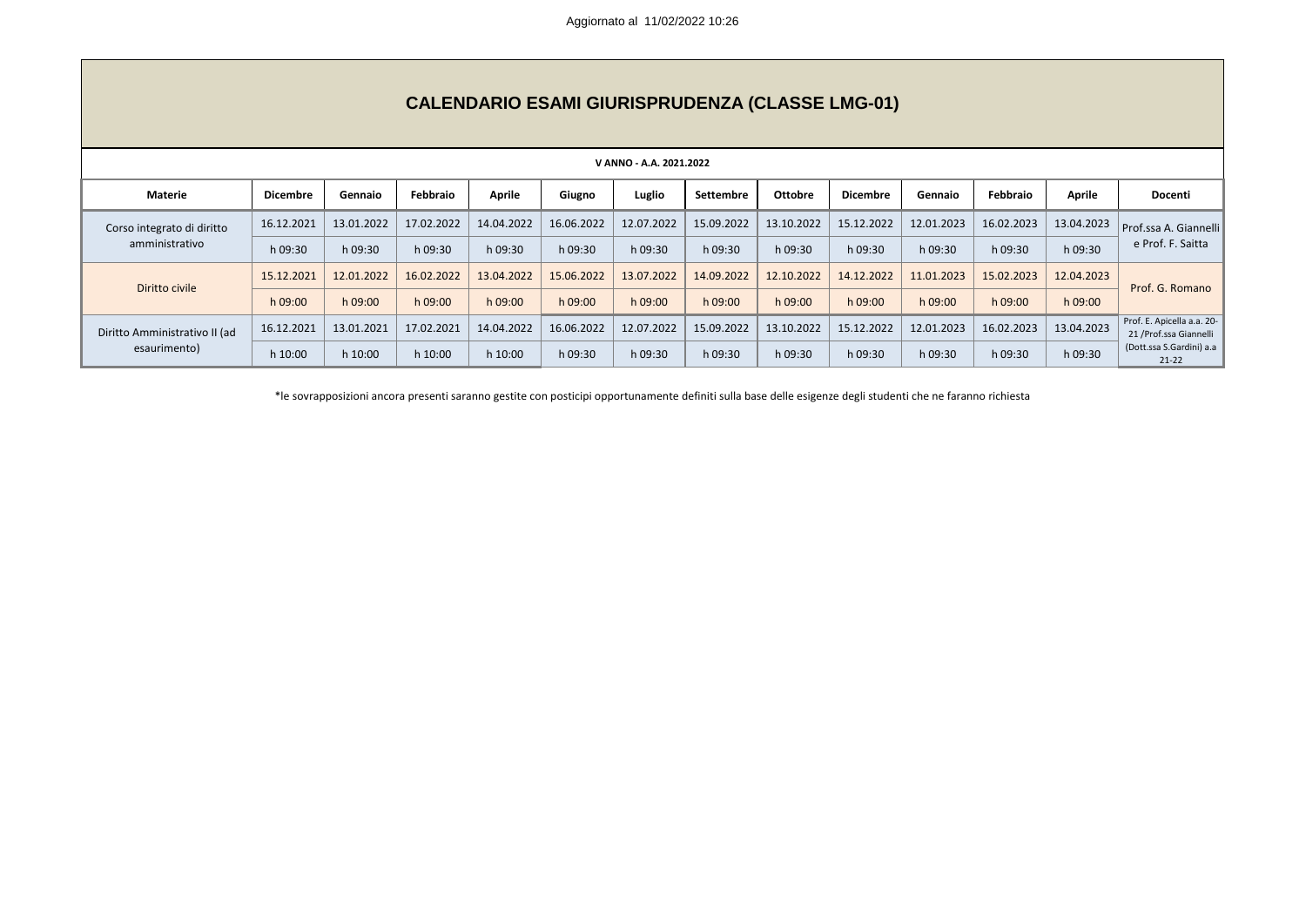Aggiornato al 11/02/2022 10:26

# CALENDARIO ESAMI GIURISPRUDENZA (CLASSE LMG-01)

**V ANNO - A.A. 2021.2022**

| Materie | Dicembre | Gennaio | Febbraio | Aprile | Giugno | Luglio | Settembre | Ottobre | Dicembre | Gennaio | Febbraio | Aprile | Docenti |
|---|---|---|---|---|---|---|---|---|---|---|---|---|---|
| Corso integrato di diritto amministrativo | 16.12.2021 | 13.01.2022 | 17.02.2022 | 14.04.2022 | 16.06.2022 | 12.07.2022 | 15.09.2022 | 13.10.2022 | 15.12.2022 | 12.01.2023 | 16.02.2023 | 13.04.2023 | Prof.ssa A. Giannelli e Prof. F. Saitta |
| | h 09:30 | h 09:30 | h 09:30 | h 09:30 | h 09:30 | h 09:30 | h 09:30 | h 09:30 | h 09:30 | h 09:30 | h 09:30 | h 09:30 | |
| Diritto civile | 15.12.2021 | 12.01.2022 | 16.02.2022 | 13.04.2022 | 15.06.2022 | 13.07.2022 | 14.09.2022 | 12.10.2022 | 14.12.2022 | 11.01.2023 | 15.02.2023 | 12.04.2023 | Prof. G. Romano |
| | h 09:00 | h 09:00 | h 09:00 | h 09:00 | h 09:00 | h 09:00 | h 09:00 | h 09:00 | h 09:00 | h 09:00 | h 09:00 | h 09:00 | |
| Diritto Amministrativo II (ad esaurimento) | 16.12.2021 | 13.01.2021 | 17.02.2021 | 14.04.2022 | 16.06.2022 | 12.07.2022 | 15.09.2022 | 13.10.2022 | 15.12.2022 | 12.01.2023 | 16.02.2023 | 13.04.2023 | Prof. E. Apicella a.a. 20-21 /Prof.ssa Giannelli (Dott.ssa S.Gardini) a.a 21-22 |
| | h 10:00 | h 10:00 | h 10:00 | h 10:00 | h 09:30 | h 09:30 | h 09:30 | h 09:30 | h 09:30 | h 09:30 | h 09:30 | h 09:30 | |

*le sovrapposizioni ancora presenti saranno gestite con posticipi opportunamente definiti sulla base delle esigenze degli studenti che ne faranno richiesta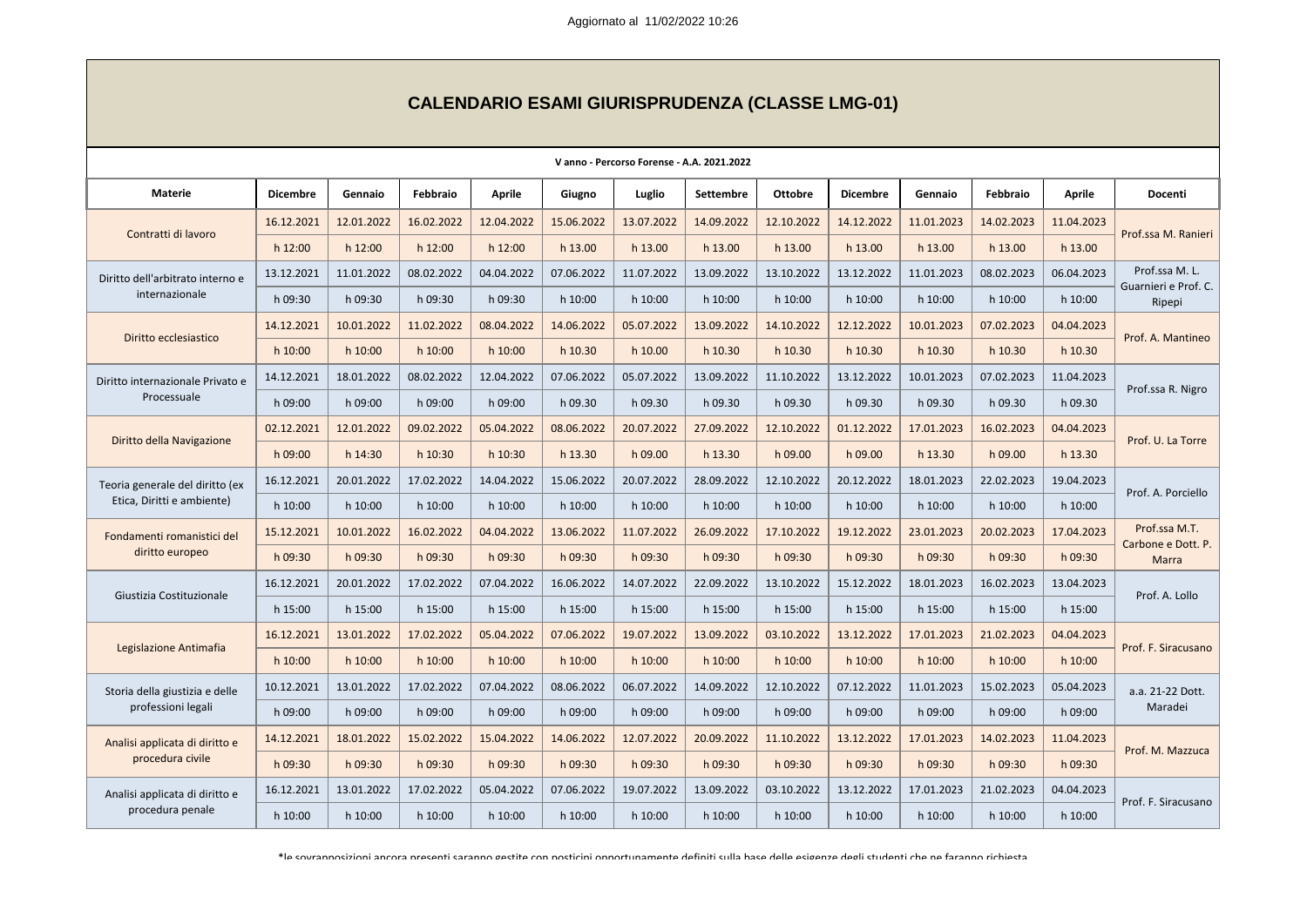Aggiornato al 11/02/2022 10:26

# CALENDARIO ESAMI GIURISPRUDENZA (CLASSE LMG-01)

**V anno - Percorso Forense - A.A. 2021.2022**

| Materie | Dicembre | Gennaio | Febbraio | Aprile | Giugno | Luglio | Settembre | Ottobre | Dicembre | Gennaio | Febbraio | Aprile | Docenti |
|---|---|---|---|---|---|---|---|---|---|---|---|---|---|
| Contratti di lavoro | 16.12.2021 | 12.01.2022 | 16.02.2022 | 12.04.2022 | 15.06.2022 | 13.07.2022 | 14.09.2022 | 12.10.2022 | 14.12.2022 | 11.01.2023 | 14.02.2023 | 11.04.2023 | Prof.ssa M. Ranieri |
| | h 12:00 | h 12:00 | h 12:00 | h 12:00 | h 13.00 | h 13.00 | h 13.00 | h 13.00 | h 13.00 | h 13.00 | h 13.00 | h 13.00 | |
| Diritto dell'arbitrato interno e internazionale | 13.12.2021 | 11.01.2022 | 08.02.2022 | 04.04.2022 | 07.06.2022 | 11.07.2022 | 13.09.2022 | 13.10.2022 | 13.12.2022 | 11.01.2023 | 08.02.2023 | 06.04.2023 | Prof.ssa M. L. Guarnieri e Prof. C. Ripepi |
| | h 09:30 | h 09:30 | h 09:30 | h 09:30 | h 10:00 | h 10:00 | h 10:00 | h 10:00 | h 10:00 | h 10:00 | h 10:00 | h 10:00 | |
| Diritto ecclesiastico | 14.12.2021 | 10.01.2022 | 11.02.2022 | 08.04.2022 | 14.06.2022 | 05.07.2022 | 13.09.2022 | 14.10.2022 | 12.12.2022 | 10.01.2023 | 07.02.2023 | 04.04.2023 | Prof. A. Mantineo |
| | h 10:00 | h 10:00 | h 10:00 | h 10:00 | h 10.30 | h 10.00 | h 10.30 | h 10.30 | h 10.30 | h 10.30 | h 10.30 | h 10.30 | |
| Diritto internazionale Privato e Processuale | 14.12.2021 | 18.01.2022 | 08.02.2022 | 12.04.2022 | 07.06.2022 | 05.07.2022 | 13.09.2022 | 11.10.2022 | 13.12.2022 | 10.01.2023 | 07.02.2023 | 11.04.2023 | Prof.ssa R. Nigro |
| | h 09:00 | h 09:00 | h 09:00 | h 09:00 | h 09.30 | h 09.30 | h 09.30 | h 09.30 | h 09.30 | h 09.30 | h 09.30 | h 09.30 | |
| Diritto della Navigazione | 02.12.2021 | 12.01.2022 | 09.02.2022 | 05.04.2022 | 08.06.2022 | 20.07.2022 | 27.09.2022 | 12.10.2022 | 01.12.2022 | 17.01.2023 | 16.02.2023 | 04.04.2023 | Prof. U. La Torre |
| | h 09:00 | h 14:30 | h 10:30 | h 10:30 | h 13.30 | h 09.00 | h 13.30 | h 09.00 | h 09.00 | h 13.30 | h 09.00 | h 13.30 | |
| Teoria generale del diritto (ex Etica, Diritti e ambiente) | 16.12.2021 | 20.01.2022 | 17.02.2022 | 14.04.2022 | 15.06.2022 | 20.07.2022 | 28.09.2022 | 12.10.2022 | 20.12.2022 | 18.01.2023 | 22.02.2023 | 19.04.2023 | Prof. A. Porciello |
| | h 10:00 | h 10:00 | h 10:00 | h 10:00 | h 10:00 | h 10:00 | h 10:00 | h 10:00 | h 10:00 | h 10:00 | h 10:00 | h 10:00 | |
| Fondamenti romanistici del diritto europeo | 15.12.2021 | 10.01.2022 | 16.02.2022 | 04.04.2022 | 13.06.2022 | 11.07.2022 | 26.09.2022 | 17.10.2022 | 19.12.2022 | 23.01.2023 | 20.02.2023 | 17.04.2023 | Prof.ssa M.T. Carbone e Dott. P. Marra |
| | h 09:30 | h 09:30 | h 09:30 | h 09:30 | h 09:30 | h 09:30 | h 09:30 | h 09:30 | h 09:30 | h 09:30 | h 09:30 | h 09:30 | |
| Giustizia Costituzionale | 16.12.2021 | 20.01.2022 | 17.02.2022 | 07.04.2022 | 16.06.2022 | 14.07.2022 | 22.09.2022 | 13.10.2022 | 15.12.2022 | 18.01.2023 | 16.02.2023 | 13.04.2023 | Prof. A. Lollo |
| | h 15:00 | h 15:00 | h 15:00 | h 15:00 | h 15:00 | h 15:00 | h 15:00 | h 15:00 | h 15:00 | h 15:00 | h 15:00 | h 15:00 | |
| Legislazione Antimafia | 16.12.2021 | 13.01.2022 | 17.02.2022 | 05.04.2022 | 07.06.2022 | 19.07.2022 | 13.09.2022 | 03.10.2022 | 13.12.2022 | 17.01.2023 | 21.02.2023 | 04.04.2023 | Prof. F. Siracusano |
| | h 10:00 | h 10:00 | h 10:00 | h 10:00 | h 10:00 | h 10:00 | h 10:00 | h 10:00 | h 10:00 | h 10:00 | h 10:00 | h 10:00 | |
| Storia della giustizia e delle professioni legali | 10.12.2021 | 13.01.2022 | 17.02.2022 | 07.04.2022 | 08.06.2022 | 06.07.2022 | 14.09.2022 | 12.10.2022 | 07.12.2022 | 11.01.2023 | 15.02.2023 | 05.04.2023 | a.a. 21-22 Dott. Maradei |
| | h 09:00 | h 09:00 | h 09:00 | h 09:00 | h 09:00 | h 09:00 | h 09:00 | h 09:00 | h 09:00 | h 09:00 | h 09:00 | h 09:00 | |
| Analisi applicata di diritto e procedura civile | 14.12.2021 | 18.01.2022 | 15.02.2022 | 15.04.2022 | 14.06.2022 | 12.07.2022 | 20.09.2022 | 11.10.2022 | 13.12.2022 | 17.01.2023 | 14.02.2023 | 11.04.2023 | Prof. M. Mazzuca |
| | h 09:30 | h 09:30 | h 09:30 | h 09:30 | h 09:30 | h 09:30 | h 09:30 | h 09:30 | h 09:30 | h 09:30 | h 09:30 | h 09:30 | |
| Analisi applicata di diritto e procedura penale | 16.12.2021 | 13.01.2022 | 17.02.2022 | 05.04.2022 | 07.06.2022 | 19.07.2022 | 13.09.2022 | 03.10.2022 | 13.12.2022 | 17.01.2023 | 21.02.2023 | 04.04.2023 | Prof. F. Siracusano |
| | h 10:00 | h 10:00 | h 10:00 | h 10:00 | h 10:00 | h 10:00 | h 10:00 | h 10:00 | h 10:00 | h 10:00 | h 10:00 | h 10:00 | |

*le sovrapposizioni ancora presenti saranno gestite con posticipi opportunamente definiti sulla base delle esigenze degli studenti che ne faranno richiesta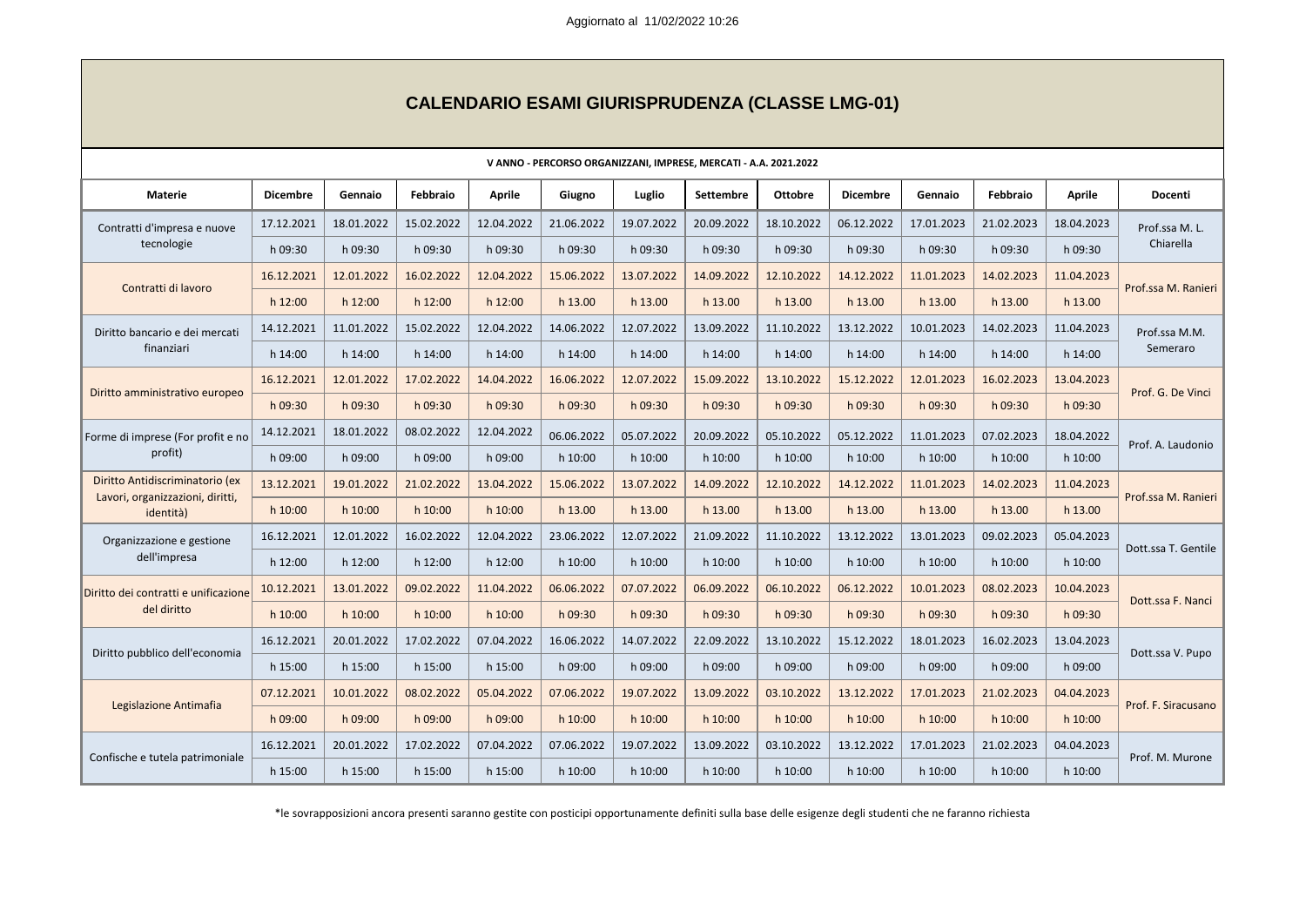Aggiornato al 11/02/2022 10:26

# CALENDARIO ESAMI GIURISPRUDENZA (CLASSE LMG-01)

## V ANNO - PERCORSO ORGANIZZANI, IMPRESE, MERCATI - A.A. 2021.2022

| Materie | Dicembre | Gennaio | Febbraio | Aprile | Giugno | Luglio | Settembre | Ottobre | Dicembre | Gennaio | Febbraio | Aprile | Docenti |
|---|---|---|---|---|---|---|---|---|---|---|---|---|---|
| Contratti d'impresa e nuove tecnologie | 17.12.2021 | 18.01.2022 | 15.02.2022 | 12.04.2022 | 21.06.2022 | 19.07.2022 | 20.09.2022 | 18.10.2022 | 06.12.2022 | 17.01.2023 | 21.02.2023 | 18.04.2023 | Prof.ssa M. L. Chiarella |
| | h 09:30 | h 09:30 | h 09:30 | h 09:30 | h 09:30 | h 09:30 | h 09:30 | h 09:30 | h 09:30 | h 09:30 | h 09:30 | h 09:30 | |
| Contratti di lavoro | 16.12.2021 | 12.01.2022 | 16.02.2022 | 12.04.2022 | 15.06.2022 | 13.07.2022 | 14.09.2022 | 12.10.2022 | 14.12.2022 | 11.01.2023 | 14.02.2023 | 11.04.2023 | Prof.ssa M. Ranieri |
| | h 12:00 | h 12:00 | h 12:00 | h 12:00 | h 13.00 | h 13.00 | h 13.00 | h 13.00 | h 13.00 | h 13.00 | h 13.00 | h 13.00 | |
| Diritto bancario e dei mercati finanziari | 14.12.2021 | 11.01.2022 | 15.02.2022 | 12.04.2022 | 14.06.2022 | 12.07.2022 | 13.09.2022 | 11.10.2022 | 13.12.2022 | 10.01.2023 | 14.02.2023 | 11.04.2023 | Prof.ssa M.M. Semeraro |
| | h 14:00 | h 14:00 | h 14:00 | h 14:00 | h 14:00 | h 14:00 | h 14:00 | h 14:00 | h 14:00 | h 14:00 | h 14:00 | h 14:00 | |
| Diritto amministrativo europeo | 16.12.2021 | 12.01.2022 | 17.02.2022 | 14.04.2022 | 16.06.2022 | 12.07.2022 | 15.09.2022 | 13.10.2022 | 15.12.2022 | 12.01.2023 | 16.02.2023 | 13.04.2023 | Prof. G. De Vinci |
| | h 09:30 | h 09:30 | h 09:30 | h 09:30 | h 09:30 | h 09:30 | h 09:30 | h 09:30 | h 09:30 | h 09:30 | h 09:30 | h 09:30 | |
| Forme di imprese (For profit e no profit) | 14.12.2021 | 18.01.2022 | 08.02.2022 | 12.04.2022 | 06.06.2022 | 05.07.2022 | 20.09.2022 | 05.10.2022 | 05.12.2022 | 11.01.2023 | 07.02.2023 | 18.04.2022 | Prof. A. Laudonio |
| | h 09:00 | h 09:00 | h 09:00 | h 09:00 | h 10:00 | h 10:00 | h 10:00 | h 10:00 | h 10:00 | h 10:00 | h 10:00 | h 10:00 | |
| Diritto Antidiscriminatorio (ex Lavori, organizzazioni, diritti, identità) | 13.12.2021 | 19.01.2022 | 21.02.2022 | 13.04.2022 | 15.06.2022 | 13.07.2022 | 14.09.2022 | 12.10.2022 | 14.12.2022 | 11.01.2023 | 14.02.2023 | 11.04.2023 | Prof.ssa M. Ranieri |
| | h 10:00 | h 10:00 | h 10:00 | h 10:00 | h 13.00 | h 13.00 | h 13.00 | h 13.00 | h 13.00 | h 13.00 | h 13.00 | h 13.00 | |
| Organizzazione e gestione dell'impresa | 16.12.2021 | 12.01.2022 | 16.02.2022 | 12.04.2022 | 23.06.2022 | 12.07.2022 | 21.09.2022 | 11.10.2022 | 13.12.2022 | 13.01.2023 | 09.02.2023 | 05.04.2023 | Dott.ssa T. Gentile |
| | h 12:00 | h 12:00 | h 12:00 | h 12:00 | h 10:00 | h 10:00 | h 10:00 | h 10:00 | h 10:00 | h 10:00 | h 10:00 | h 10:00 | |
| Diritto dei contratti e unificazione del diritto | 10.12.2021 | 13.01.2022 | 09.02.2022 | 11.04.2022 | 06.06.2022 | 07.07.2022 | 06.09.2022 | 06.10.2022 | 06.12.2022 | 10.01.2023 | 08.02.2023 | 10.04.2023 | Dott.ssa F. Nanci |
| | h 10:00 | h 10:00 | h 10:00 | h 10:00 | h 09:30 | h 09:30 | h 09:30 | h 09:30 | h 09:30 | h 09:30 | h 09:30 | h 09:30 | |
| Diritto pubblico dell'economia | 16.12.2021 | 20.01.2022 | 17.02.2022 | 07.04.2022 | 16.06.2022 | 14.07.2022 | 22.09.2022 | 13.10.2022 | 15.12.2022 | 18.01.2023 | 16.02.2023 | 13.04.2023 | Dott.ssa V. Pupo |
| | h 15:00 | h 15:00 | h 15:00 | h 15:00 | h 09:00 | h 09:00 | h 09:00 | h 09:00 | h 09:00 | h 09:00 | h 09:00 | h 09:00 | |
| Legislazione Antimafia | 07.12.2021 | 10.01.2022 | 08.02.2022 | 05.04.2022 | 07.06.2022 | 19.07.2022 | 13.09.2022 | 03.10.2022 | 13.12.2022 | 17.01.2023 | 21.02.2023 | 04.04.2023 | Prof. F. Siracusano |
| | h 09:00 | h 09:00 | h 09:00 | h 09:00 | h 10:00 | h 10:00 | h 10:00 | h 10:00 | h 10:00 | h 10:00 | h 10:00 | h 10:00 | |
| Confische e tutela patrimoniale | 16.12.2021 | 20.01.2022 | 17.02.2022 | 07.04.2022 | 07.06.2022 | 19.07.2022 | 13.09.2022 | 03.10.2022 | 13.12.2022 | 17.01.2023 | 21.02.2023 | 04.04.2023 | Prof. M. Murone |
| | h 15:00 | h 15:00 | h 15:00 | h 15:00 | h 10:00 | h 10:00 | h 10:00 | h 10:00 | h 10:00 | h 10:00 | h 10:00 | h 10:00 | |

*le sovrapposizioni ancora presenti saranno gestite con posticipi opportunamente definiti sulla base delle esigenze degli studenti che ne faranno richiesta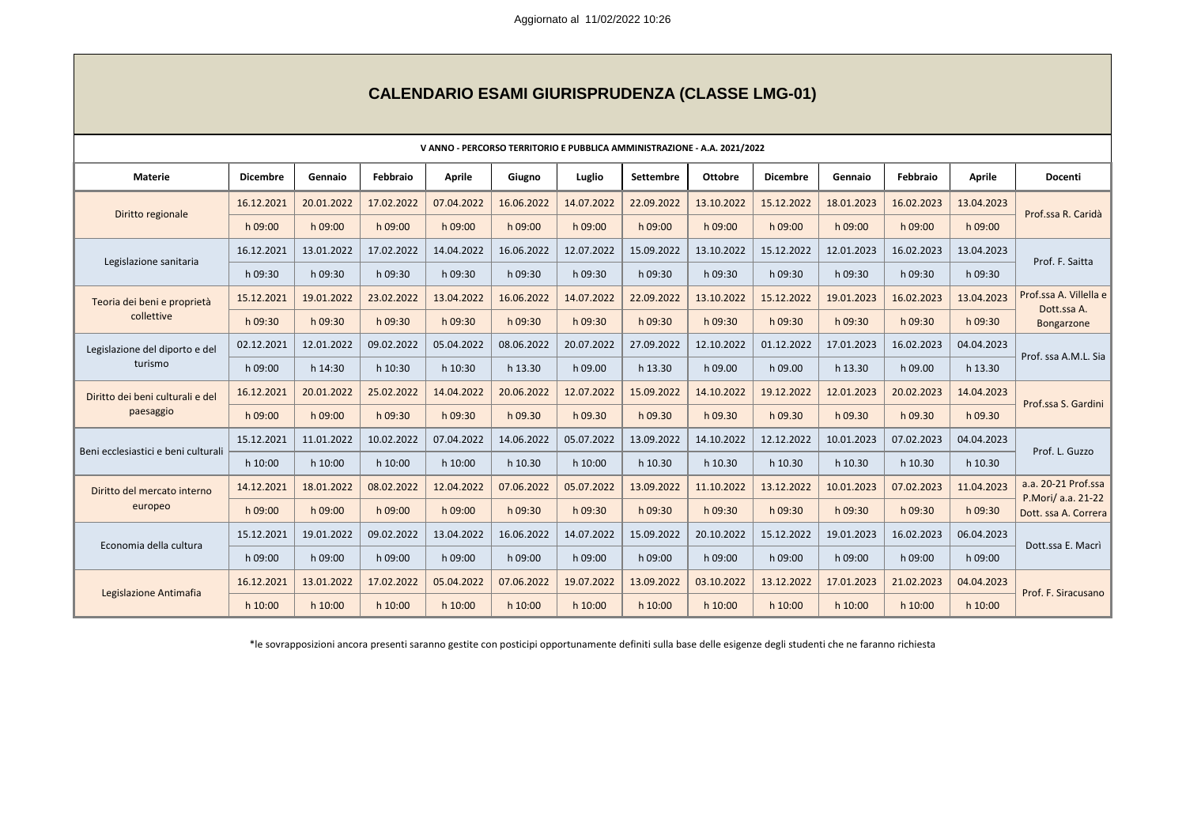Aggiornato al 11/02/2022 10:26

# CALENDARIO ESAMI GIURISPRUDENZA (CLASSE LMG-01)

**V ANNO - PERCORSO TERRITORIO E PUBBLICA AMMINISTRAZIONE - A.A. 2021/2022**

| Materie | Dicembre | Gennaio | Febbraio | Aprile | Giugno | Luglio | Settembre | Ottobre | Dicembre | Gennaio | Febbraio | Aprile | Docenti |
|---|---|---|---|---|---|---|---|---|---|---|---|---|---|
| Diritto regionale | 16.12.2021 | 20.01.2022 | 17.02.2022 | 07.04.2022 | 16.06.2022 | 14.07.2022 | 22.09.2022 | 13.10.2022 | 15.12.2022 | 18.01.2023 | 16.02.2023 | 13.04.2023 | Prof.ssa R. Caridà |
| | h 09:00 | h 09:00 | h 09:00 | h 09:00 | h 09:00 | h 09:00 | h 09:00 | h 09:00 | h 09:00 | h 09:00 | h 09:00 | h 09:00 | |
| Legislazione sanitaria | 16.12.2021 | 13.01.2022 | 17.02.2022 | 14.04.2022 | 16.06.2022 | 12.07.2022 | 15.09.2022 | 13.10.2022 | 15.12.2022 | 12.01.2023 | 16.02.2023 | 13.04.2023 | Prof. F. Saitta |
| | h 09:30 | h 09:30 | h 09:30 | h 09:30 | h 09:30 | h 09:30 | h 09:30 | h 09:30 | h 09:30 | h 09:30 | h 09:30 | h 09:30 | |
| Teoria dei beni e proprietà collettive | 15.12.2021 | 19.01.2022 | 23.02.2022 | 13.04.2022 | 16.06.2022 | 14.07.2022 | 22.09.2022 | 13.10.2022 | 15.12.2022 | 19.01.2023 | 16.02.2023 | 13.04.2023 | Prof.ssa A. Villella e Dott.ssa A. Bongarzone |
| | h 09:30 | h 09:30 | h 09:30 | h 09:30 | h 09:30 | h 09:30 | h 09:30 | h 09:30 | h 09:30 | h 09:30 | h 09:30 | h 09:30 | |
| Legislazione del diporto e del turismo | 02.12.2021 | 12.01.2022 | 09.02.2022 | 05.04.2022 | 08.06.2022 | 20.07.2022 | 27.09.2022 | 12.10.2022 | 01.12.2022 | 17.01.2023 | 16.02.2023 | 04.04.2023 | Prof. ssa A.M.L. Sia |
| | h 09:00 | h 14:30 | h 10:30 | h 10:30 | h 13.30 | h 09.00 | h 13.30 | h 09.00 | h 09.00 | h 13.30 | h 09.00 | h 13.30 | |
| Diritto dei beni culturali e del paesaggio | 16.12.2021 | 20.01.2022 | 25.02.2022 | 14.04.2022 | 20.06.2022 | 12.07.2022 | 15.09.2022 | 14.10.2022 | 19.12.2022 | 12.01.2023 | 20.02.2023 | 14.04.2023 | Prof.ssa S. Gardini |
| | h 09:00 | h 09:00 | h 09:30 | h 09:30 | h 09.30 | h 09.30 | h 09.30 | h 09.30 | h 09.30 | h 09.30 | h 09.30 | h 09.30 | |
| Beni ecclesiastici e beni culturali | 15.12.2021 | 11.01.2022 | 10.02.2022 | 07.04.2022 | 14.06.2022 | 05.07.2022 | 13.09.2022 | 14.10.2022 | 12.12.2022 | 10.01.2023 | 07.02.2023 | 04.04.2023 | Prof. L. Guzzo |
| | h 10:00 | h 10:00 | h 10:00 | h 10:00 | h 10.30 | h 10:00 | h 10.30 | h 10.30 | h 10.30 | h 10.30 | h 10.30 | h 10.30 | |
| Diritto del mercato interno europeo | 14.12.2021 | 18.01.2022 | 08.02.2022 | 12.04.2022 | 07.06.2022 | 05.07.2022 | 13.09.2022 | 11.10.2022 | 13.12.2022 | 10.01.2023 | 07.02.2023 | 11.04.2023 | a.a. 20-21 Prof.ssa P.Mori/ a.a. 21-22 Dott. ssa A. Correra |
| | h 09:00 | h 09:00 | h 09:00 | h 09:00 | h 09:30 | h 09:30 | h 09:30 | h 09:30 | h 09:30 | h 09:30 | h 09:30 | h 09:30 | |
| Economia della cultura | 15.12.2021 | 19.01.2022 | 09.02.2022 | 13.04.2022 | 16.06.2022 | 14.07.2022 | 15.09.2022 | 20.10.2022 | 15.12.2022 | 19.01.2023 | 16.02.2023 | 06.04.2023 | Dott.ssa E. Macrì |
| | h 09:00 | h 09:00 | h 09:00 | h 09:00 | h 09:00 | h 09:00 | h 09:00 | h 09:00 | h 09:00 | h 09:00 | h 09:00 | h 09:00 | |
| Legislazione Antimafia | 16.12.2021 | 13.01.2022 | 17.02.2022 | 05.04.2022 | 07.06.2022 | 19.07.2022 | 13.09.2022 | 03.10.2022 | 13.12.2022 | 17.01.2023 | 21.02.2023 | 04.04.2023 | Prof. F. Siracusano |
| | h 10:00 | h 10:00 | h 10:00 | h 10:00 | h 10:00 | h 10:00 | h 10:00 | h 10:00 | h 10:00 | h 10:00 | h 10:00 | h 10:00 | |

*le sovrapposizioni ancora presenti saranno gestite con posticipi opportunamente definiti sulla base delle esigenze degli studenti che ne faranno richiesta